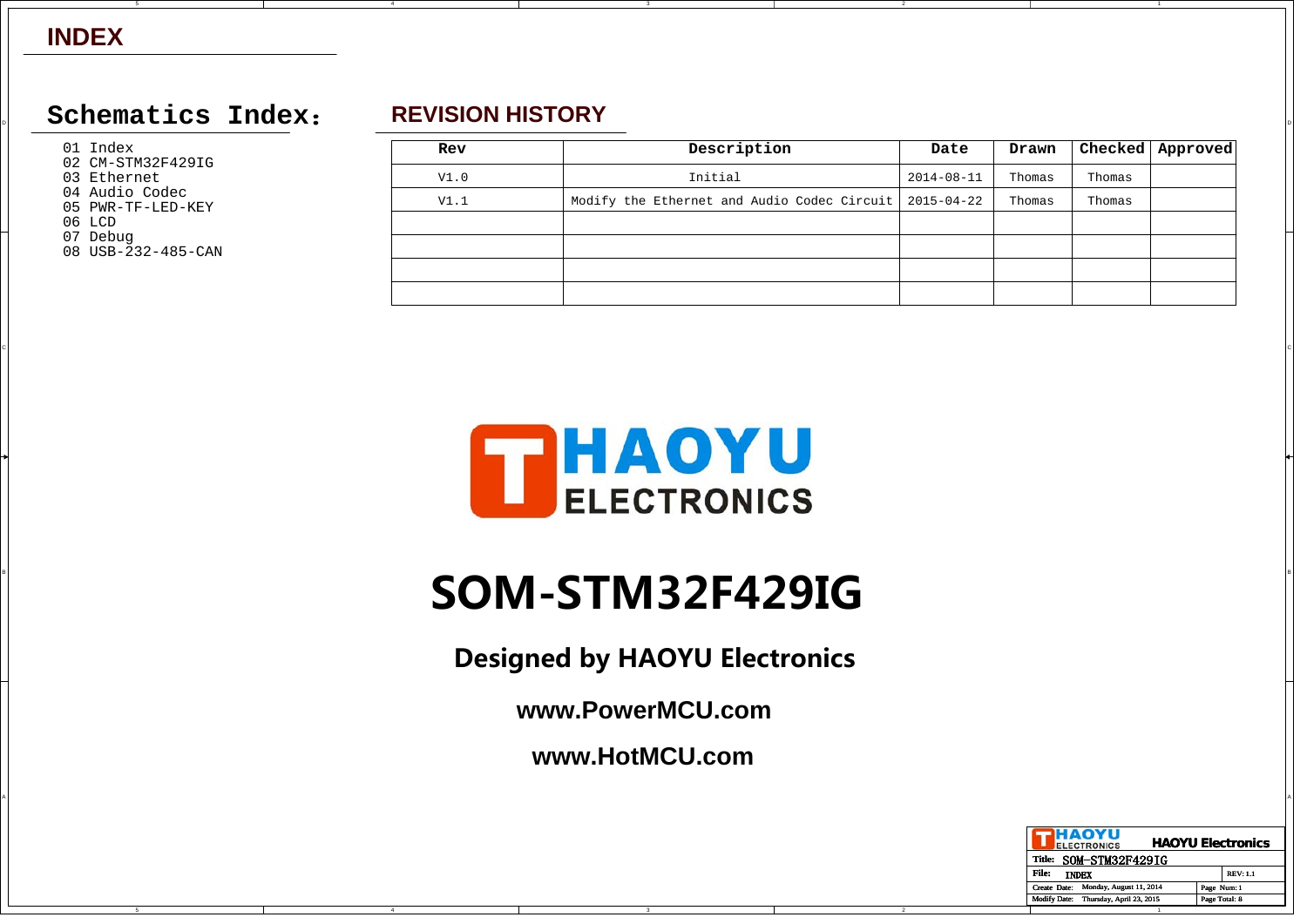# INDEX

## Schematics Index：

01 Index
02 CM-STM32F429IG
03 Ethernet
04 Audio Codec
05 PWR-TF-LED-KEY
06 LCD
07 Debug
08 USB-232-485-CAN

## REVISION HISTORY

| Rev | Description | Date | Drawn | Checked | Approved |
|---|---|---|---|---|---|
| V1.0 | Initial | 2014-08-11 | Thomas | Thomas | |
| V1.1 | Modify the Ethernet and Audio Codec Circuit | 2015-04-22 | Thomas | Thomas | |
| | | | | | |
| | | | | | |
| | | | | | |
| | | | | | |

HAOYU ELECTRONICS

# SOM-STM32F429IG

**Designed by HAOYU Electronics**

**www.PowerMCU.com**

**www.HotMCU.com**

| HAOYU ELECTRONICS | HAOYU Electronics | |
|---|---|---|
| Title: SOM-STM32F429IG | | |
| File: INDEX | | REV: 1.1 |
| Create Date: Monday, August 11, 2014 | | Page Num: 1 |
| Modify Date: Thursday, April 23, 2015 | | Page Total: 8 |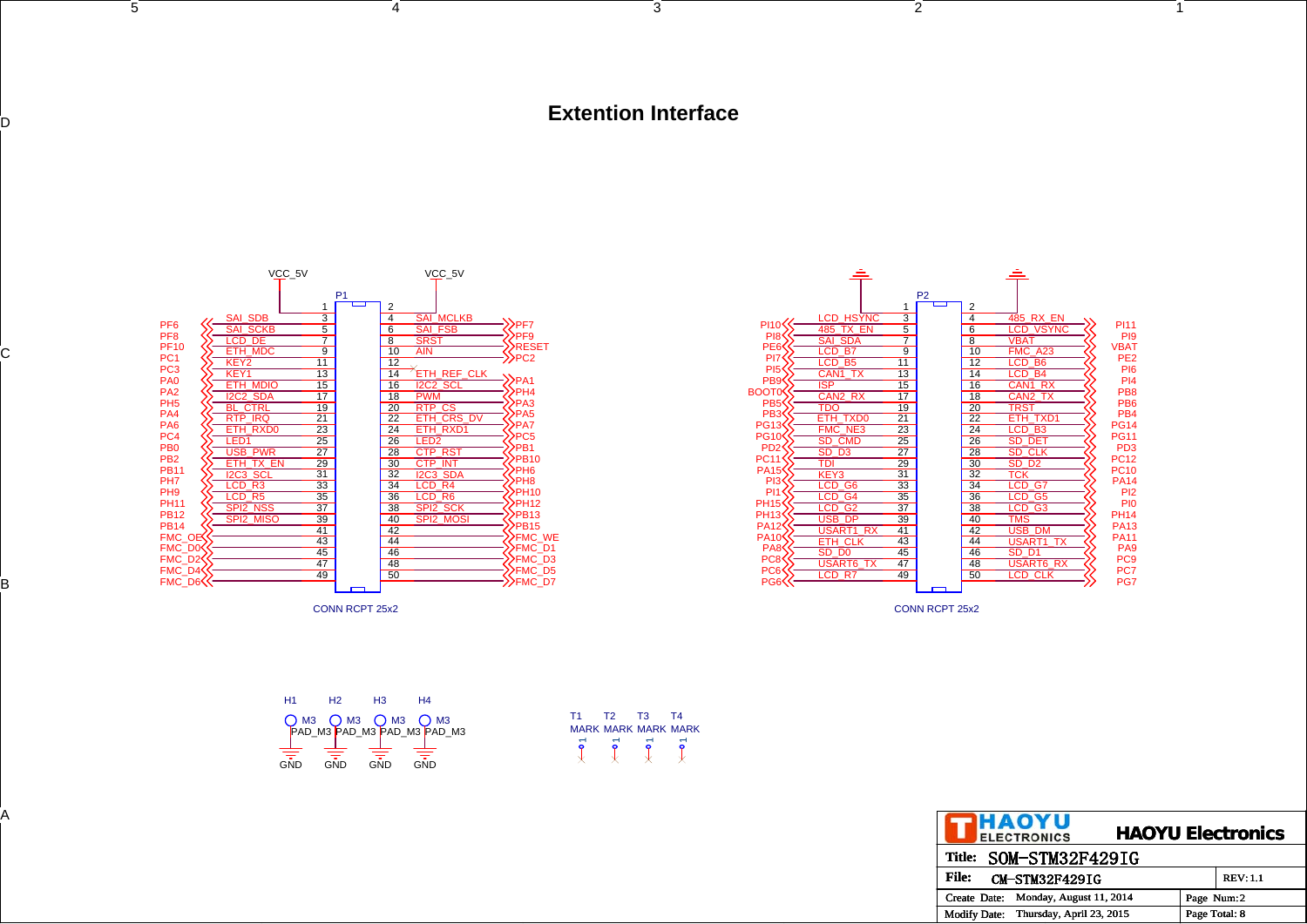# Extention Interface

## P1 — CONN RCPT 25x2

| Port | Signal | Pin | Pin | Signal | Port |
|---|---|---|---|---|---|
| | VCC_5V | 1 | 2 | VCC_5V | |
| PF6 | SAI_SDB | 3 | 4 | SAI_MCLKB | PF7 |
| PF8 | SAI_SCKB | 5 | 6 | SAI_FSB | PF9 |
| PF10 | LCD_DE | 7 | 8 | SRST | RESET |
| PC1 | ETH_MDC | 9 | 10 | AIN | PC2 |
| PC3 | KEY2 | 11 | 12 | | |
| PA0 | KEY1 | 13 | 14 | ETH_REF_CLK | PA1 |
| PA2 | ETH_MDIO | 15 | 16 | I2C2_SCL | PH4 |
| PH5 | I2C2_SDA | 17 | 18 | PWM | PA3 |
| PA4 | BL_CTRL | 19 | 20 | RTP_CS | PA5 |
| PA6 | RTP_IRQ | 21 | 22 | ETH_CRS_DV | PA7 |
| PC4 | ETH_RXD0 | 23 | 24 | ETH_RXD1 | PC5 |
| PB0 | LED1 | 25 | 26 | LED2 | PB1 |
| PB2 | USB_PWR | 27 | 28 | CTP_RST | PB10 |
| PB11 | ETH_TX_EN | 29 | 30 | CTP_INT | PH6 |
| PH7 | I2C3_SCL | 31 | 32 | I2C3_SDA | PH8 |
| PH9 | LCD_R3 | 33 | 34 | LCD_R4 | PH10 |
| PH11 | LCD_R5 | 35 | 36 | LCD_R6 | PH12 |
| PB12 | SPI2_NSS | 37 | 38 | SPI2_SCK | PB13 |
| PB14 | SPI2_MISO | 39 | 40 | SPI2_MOSI | PB15 |
| FMC_OE | | 41 | 42 | | FMC_WE |
| FMC_D0 | | 43 | 44 | | FMC_D1 |
| FMC_D2 | | 45 | 46 | | FMC_D3 |
| FMC_D4 | | 47 | 48 | | FMC_D5 |
| FMC_D6 | | 49 | 50 | | FMC_D7 |

## P2 — CONN RCPT 25x2

| Port | Signal | Pin | Pin | Signal | Port |
|---|---|---|---|---|---|
| | GND | 1 | 2 | GND | |
| PI10 | LCD_HSYNC | 3 | 4 | 485_RX_EN | PI11 |
| PI8 | 485_TX_EN | 5 | 6 | LCD_VSYNC | PI9 |
| PE6 | SAI_SDA | 7 | 8 | VBAT | VBAT |
| PI7 | LCD_B7 | 9 | 10 | FMC_A23 | PE2 |
| PI5 | LCD_B5 | 11 | 12 | LCD_B6 | PI6 |
| PB9 | CAN1_TX | 13 | 14 | LCD_B4 | PI4 |
| BOOT0 | ISP | 15 | 16 | CAN1_RX | PB8 |
| PB5 | CAN2_RX | 17 | 18 | CAN2_TX | PB6 |
| PB3 | TDO | 19 | 20 | TRST | PB4 |
| PG13 | ETH_TXD0 | 21 | 22 | ETH_TXD1 | PG14 |
| PG10 | FMC_NE3 | 23 | 24 | LCD_B3 | PG11 |
| PD2 | SD_CMD | 25 | 26 | SD_DET | PD3 |
| PC11 | SD_D3 | 27 | 28 | SD_CLK | PC12 |
| PA15 | TDI | 29 | 30 | SD_D2 | PC10 |
| PI3 | KEY3 | 31 | 32 | TCK | PA14 |
| PI1 | LCD_G6 | 33 | 34 | LCD_G7 | PI2 |
| PH15 | LCD_G4 | 35 | 36 | LCD_G5 | PI0 |
| PH13 | LCD_G2 | 37 | 38 | LCD_G3 | PH14 |
| PA12 | USB_DP | 39 | 40 | TMS | PA13 |
| PA10 | USART1_RX | 41 | 42 | USB_DM | PA11 |
| PA8 | ETH_CLK | 43 | 44 | USART1_TX | PA9 |
| PC8 | SD_D0 | 45 | 46 | SD_D1 | PC9 |
| PC6 | USART6_TX | 47 | 48 | USART6_RX | PC7 |
| PG6 | LCD_R7 | 49 | 50 | LCD_CLK | PG7 |

H1, H2, H3, H4: M3 PAD_M3 — GND

T1, T2, T3, T4: MARK

**HAOYU Electronics**

| | | |
|---|---|---|
| Title: | SOM-STM32F429IG | |
| File: | CM-STM32F429IG | REV: 1.1 |
| Create Date: | Monday, August 11, 2014 | Page Num: 2 |
| Modify Date: | Thursday, April 23, 2015 | Page Total: 8 |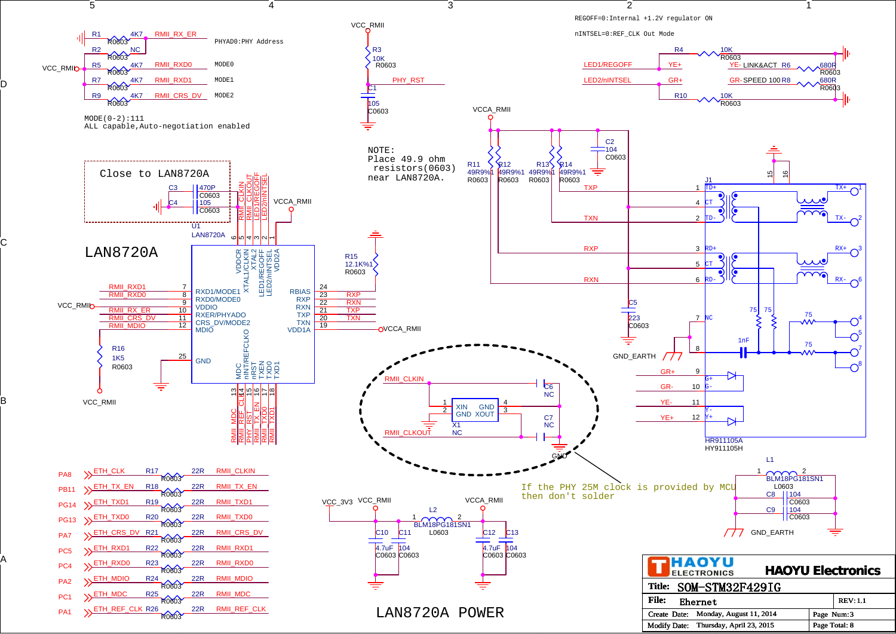# LAN8720A

REGOFF=0:Internal +1.2V regulator ON

nINTSEL=0:REF_CLK Out Mode

PHYAD0:PHY Address

MODE0

MODE1

MODE2

MODE(0-2):111
ALL capable,Auto-negotiation enabled

Close to LAN8720A

NOTE:
Place 49.9 ohm
resistors(0603)
near LAN8720A.

If the PHY 25M clock is provided by MCU
then don't solder

| Pin | Name | Net |
|---|---|---|
| PA8 | ETH_CLK | R17 22R RMII_CLKIN |
| PB11 | ETH_TX_EN | R18 22R RMII_TX_EN |
| PG14 | ETH_TXD1 | R19 22R RMII_TXD1 |
| PG13 | ETH_TXD0 | R20 22R RMII_TXD0 |
| PA7 | ETH_CRS_DV | R21 22R RMII_CRS_DV |
| PC5 | ETH_RXD1 | R22 22R RMII_RXD1 |
| PC4 | ETH_RXD0 | R23 22R RMII_RXD0 |
| PA2 | ETH_MDIO | R24 22R RMII_MDIO |
| PC1 | ETH_MDC | R25 22R RMII_MDC |
| PA1 | ETH_REF_CLK | R26 22R RMII_REF_CLK |

LAN8720A POWER

HAOYU ELECTRONICS — HAOYU Electronics

| | | | |
|---|---|---|---|
| Title: | SOM-STM32F429IG | | |
| File: | Ehernet | REV: | 1.1 |
| Create Date: | Monday, August 11, 2014 | Page Num: | 3 |
| Modify Date: | Thursday, April 23, 2015 | Page Total: | 8 |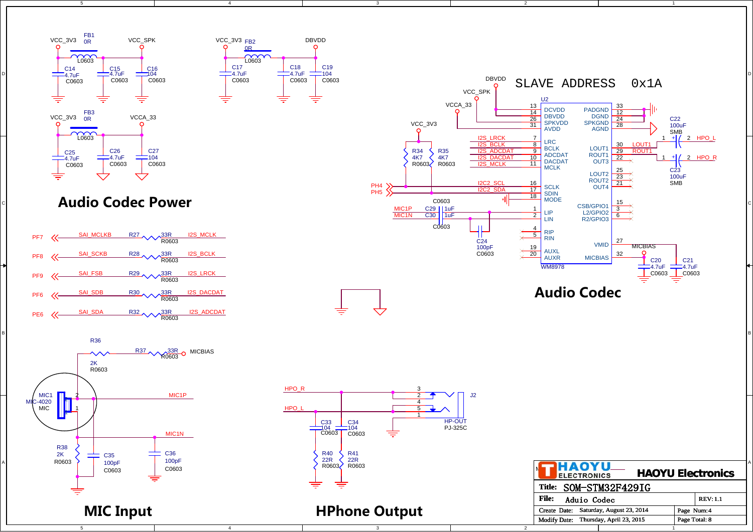## Audio Codec Power

VCC_3V3 — FB1 0R L0603 — VCC_SPK
C14 4.7uF C0603, C15 4.7uF C0603, C16 104 C0603

VCC_3V3 — FB2 0R L0603 — DBVDD
C17 4.7uF C0603, C18 4.7uF C0603, C19 104 C0603

VCC_3V3 — FB3 0R L0603 — VCCA_33
C25 4.7uF C0603, C26 4.7uF C0603, C27 104 C0603

## Audio Codec

SLAVE ADDRESS 0x1A

U2 WM8978

| Pin | Name | Net |
|---|---|---|
| 13 | DCVDD | DBVDD |
| 14 | DBVDD | DBVDD |
| 26 | SPKVDD | VCC_SPK |
| 31 | AVDD | VCCA_33 |
| 7 | LRC | I2S_LRCK |
| 8 | BCLK | I2S_BCLK |
| 9 | ADCDAT | I2S_ADCDAT |
| 10 | DACDAT | I2S_DACDAT |
| 11 | MCLK | I2S_MCLK |
| 16 | SCLK | I2C2_SCL (PH4) |
| 17 | SDIN | I2C2_SDA (PH5) |
| 18 | MODE | GND |
| 1 | LIP | MIC1P (C29 1uF C0603) |
| 2 | LIN | MIC1N (C30 1uF C0603) |
| 4 | RIP | |
| 5 | RIN | |
| 19 | AUXL | |
| 20 | AUXR | |
| 33 | PADGND | GND |
| 12 | DGND | GND |
| 24 | SPKGND | GND |
| 28 | AGND | AGND |
| 30 | LOUT1 | LOUT1 → C22 100uF SMB → HPO_L |
| 29 | ROUT1 | ROUT1 → C23 100uF SMB → HPO_R |
| 22 | OUT3 | |
| 25 | LOUT2 | |
| 23 | ROUT2 | |
| 21 | OUT4 | |
| 15 | CSB/GPIO1 | |
| 3 | L2/GPIO2 | |
| 6 | R2/GPIO3 | |
| 27 | VMID | C20 4.7uF C0603 |
| 32 | MICBIAS | MICBIAS, C21 4.7uF C0603 |

VCC_3V3 — R34 4K7 R0603, R35 4K7 R0603 (I2C pull-ups)
C24 100pF C0603

| Port | Signal | Resistor | Value | Net |
|---|---|---|---|---|
| PF7 | SAI_MCLKB | R27 | 33R R0603 | I2S_MCLK |
| PF8 | SAI_SCKB | R28 | 33R R0603 | I2S_BCLK |
| PF9 | SAI_FSB | R29 | 33R R0603 | I2S_LRCK |
| PF6 | SAI_SDB | R30 | 33R R0603 | I2S_DACDAT |
| PE6 | SAI_SDA | R32 | 33R R0603 | I2S_ADCDAT |

## MIC Input

MIC1 MIC-4020 MIC
R36 2K R0603, R37 33R R0603 — MICBIAS
MIC1P, MIC1N
R38 2K R0603, C35 100pF C0603, C36 100pF C0603

## HPhone Output

HPO_R, HPO_L
J2 HP-OUT PJ-325C (pins 1–5)
C33 104 C0603, C34 104 C0603
R40 22R R0603, R41 22R R0603

HAOYU ELECTRONICS — HAOYU Electronics

| | | | |
|---|---|---|---|
| Title: | SOM-STM32F429IG | | |
| File: | Aduio Codec | | REV: 1.1 |
| Create Date: | Saturday, August 23, 2014 | Page Num: 4 | |
| Modify Date: | Thursday, April 23, 2015 | Page Total: 8 | |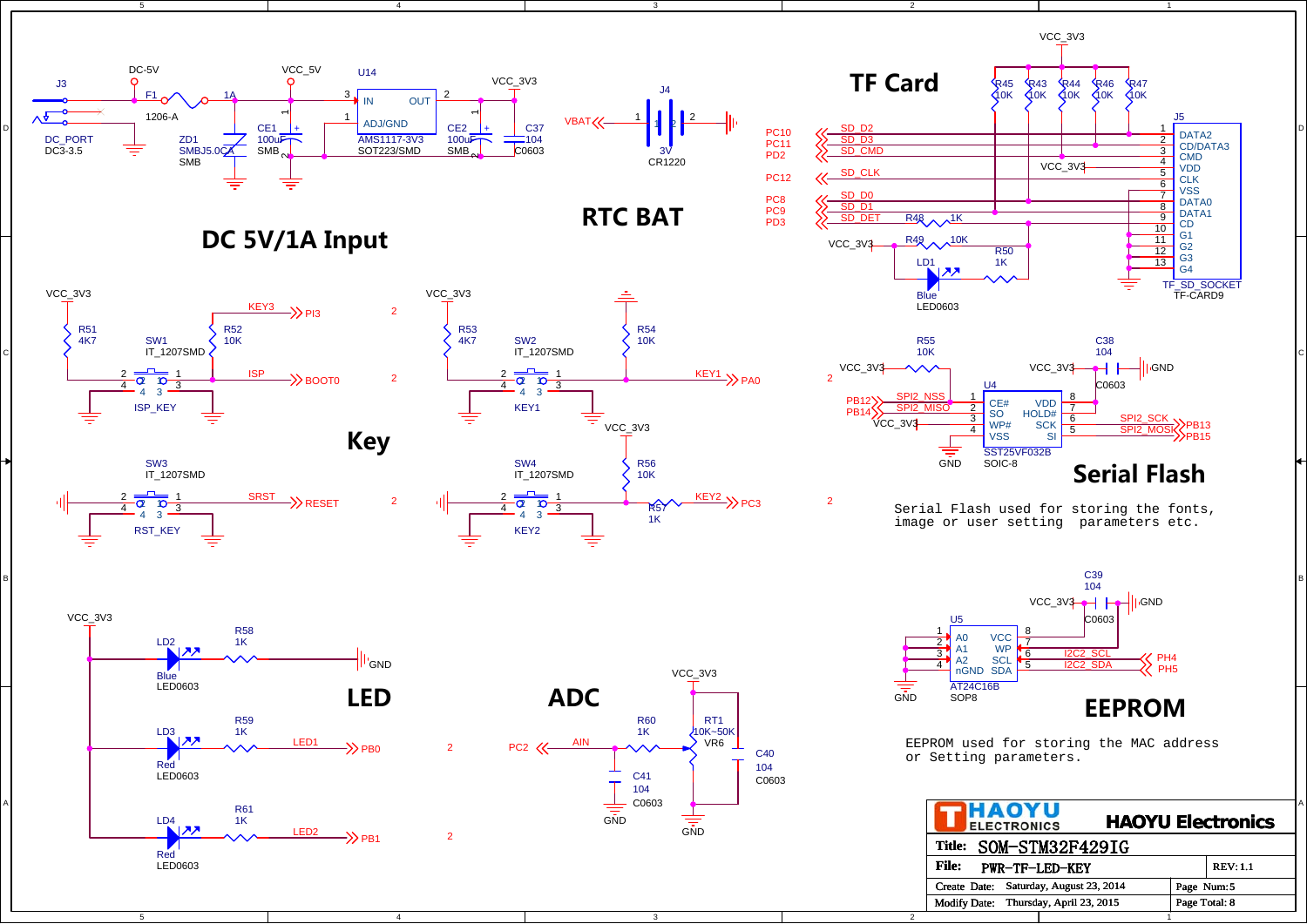## DC 5V/1A Input

J3 DC_PORT DC3-3.5; F1 1206-A 1A; DC-5V; ZD1 SMBJ5.0CA SMB; VCC_5V; CE1 100uF SMB; U14 AMS1117-3V3 SOT223/SMD (IN, OUT, ADJ/GND); CE2 100uF SMB; C37 104 C0603; VCC_3V3

## RTC BAT

VBAT; J4 3V CR1220

## TF Card

VCC_3V3; R45 10K, R43 10K, R44 10K, R46 10K, R47 10K

J5 TF_SD_SOCKET TF-CARD9

| Pin | Name | Signal |
|---|---|---|
| 1 | DATA2 | SD_D2 (PC10) |
| 2 | CD/DATA3 | SD_D3 (PC11) |
| 3 | CMD | SD_CMD (PD2) |
| 4 | VDD | VCC_3V3 |
| 5 | CLK | SD_CLK (PC12) |
| 6 | VSS | |
| 7 | DATA0 | SD_D0 (PC8) |
| 8 | DATA1 | SD_D1 (PC9) |
| 9 | CD | SD_DET (PD3), R48 1K |
| 10 | G1 | |
| 11 | G2 | |
| 12 | G3 | |
| 13 | G4 | |

R49 10K; R50 1K; LD1 Blue LED0603

## Key

- SW1 IT_1207SMD (ISP_KEY): R51 4K7, R52 10K; KEY3 → PI3; ISP → BOOT0
- SW2 IT_1207SMD (KEY1): R53 4K7, R54 10K; KEY1 → PA0
- SW3 IT_1207SMD (RST_KEY): SRST → RESET
- SW4 IT_1207SMD (KEY2): R56 10K, R57 1K; KEY2 → PC3

## Serial Flash

U4 SST25VF032B SOIC-8; R55 10K; C38 104 C0603

| Pin | Name | Signal |
|---|---|---|
| 1 | CE# | SPI2_NSS (PB12) |
| 2 | SO | SPI2_MISO (PB14) |
| 3 | WP# | VCC_3V3 |
| 4 | VSS | GND |
| 5 | SI | SPI2_MOSI (PB15) |
| 6 | SCK | SPI2_SCK (PB13) |
| 7 | HOLD# | |
| 8 | VDD | VCC_3V3 |

Serial Flash used for storing the fonts, image or user setting parameters etc.

## LED

- LD2 Blue LED0603, R58 1K → GND
- LD3 Red LED0603, R59 1K; LED1 → PB0
- LD4 Red LED0603, R61 1K; LED2 → PB1

## ADC

PC2 ← AIN; R60 1K; C41 104 C0603; RT1 10K~50K VR6; C40 104 C0603; VCC_3V3; GND

## EEPROM

U5 AT24C16B SOP8; C39 104 C0603

| Pin | Name | Signal |
|---|---|---|
| 1 | A0 | GND |
| 2 | A1 | GND |
| 3 | A2 | GND |
| 4 | nGND | GND |
| 5 | SDA | I2C2_SDA (PH5) |
| 6 | SCL | I2C2_SCL (PH4) |
| 7 | WP | |
| 8 | VCC | VCC_3V3 |

EEPROM used for storing the MAC address or Setting parameters.

| HAOYU ELECTRONICS | HAOYU Electronics | |
|---|---|---|
| Title: SOM-STM32F429IG | | |
| File: PWR-TF-LED-KEY | | REV: 1.1 |
| Create Date: Saturday, August 23, 2014 | | Page Num: 5 |
| Modify Date: Thursday, April 23, 2015 | | Page Total: 8 |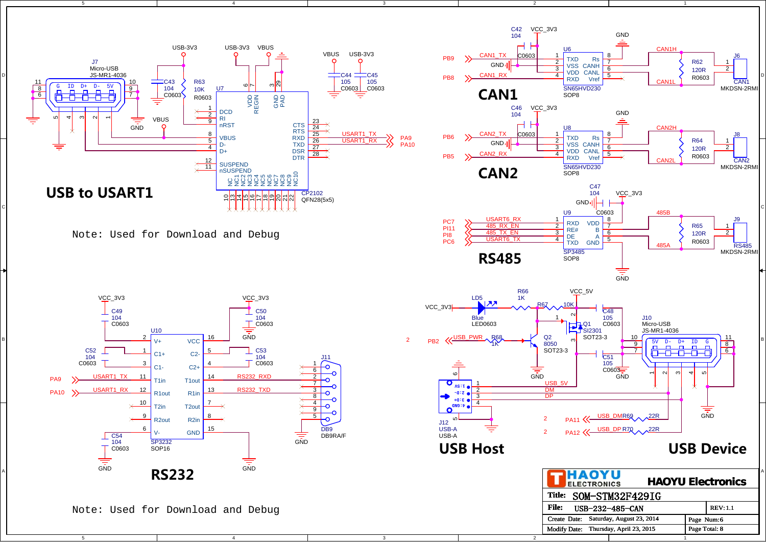## USB to USART1

Note: Used for Download and Debug

## CAN1

## CAN2

## RS485

## RS232

Note: Used for Download and Debug

## USB Host

## USB Device

| HAOYU ELECTRONICS | HAOYU Electronics | |
|---|---|---|
| Title: | SOM-STM32F429IG | |
| File: | USB-232-485-CAN | REV: 1.1 |
| Create Date: | Saturday, August 23, 2014 | Page Num: 6 |
| Modify Date: | Thursday, April 23, 2015 | Page Total: 8 |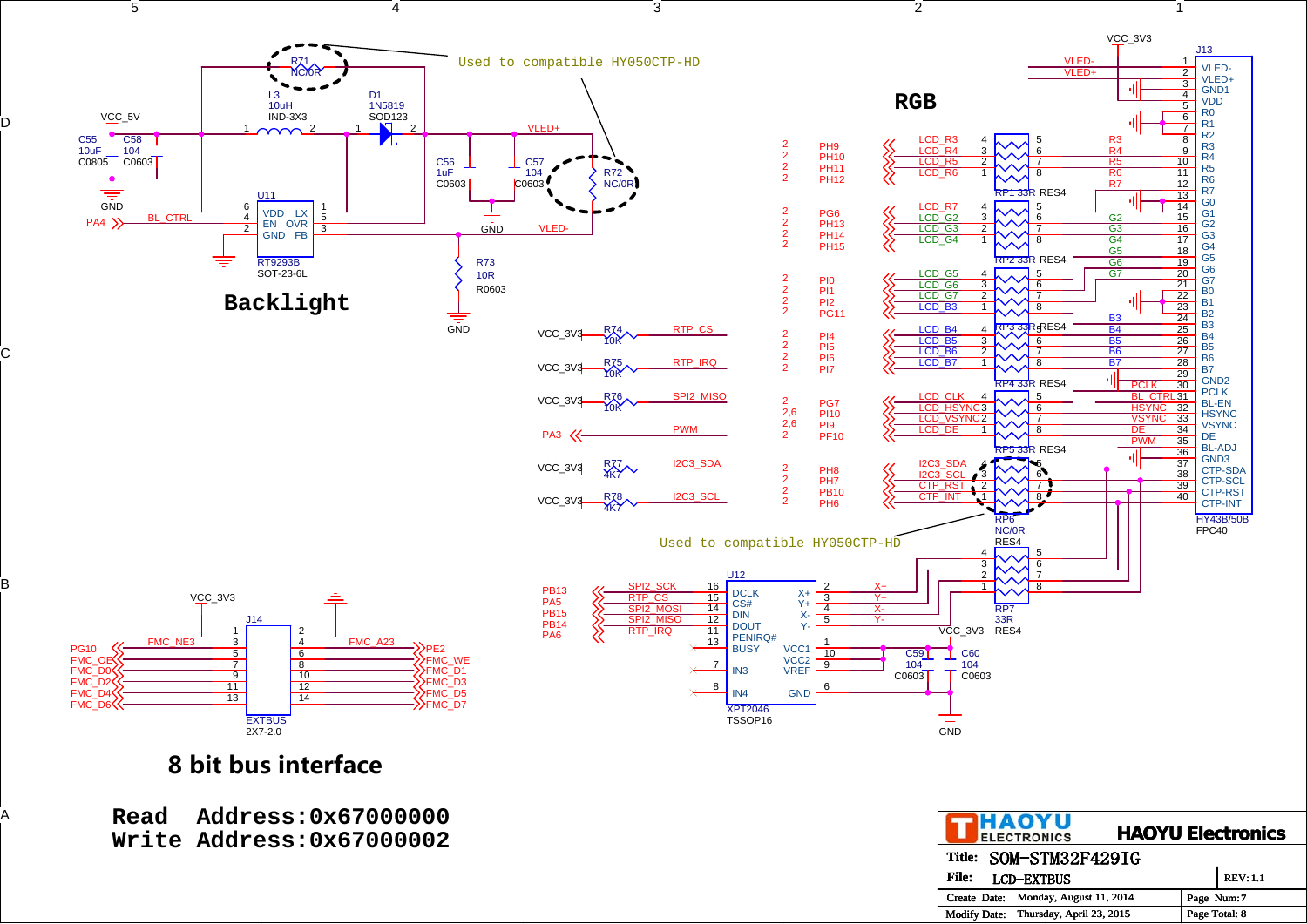## Backlight

Used to compatible HY050CTP-HD

## RGB

Used to compatible HY050CTP-HD

## 8 bit bus interface

**Read Address:0x67000000**
**Write Address:0x67000002**

HAOYU ELECTRONICS — HAOYU Electronics

| | | | |
|---|---|---|---|
| Title: | SOM-STM32F429IG | | |
| File: | LCD-EXTBUS | | REV: 1.1 |
| Create Date: | Monday, August 11, 2014 | | Page Num: 7 |
| Modify Date: | Thursday, April 23, 2015 | | Page Total: 8 |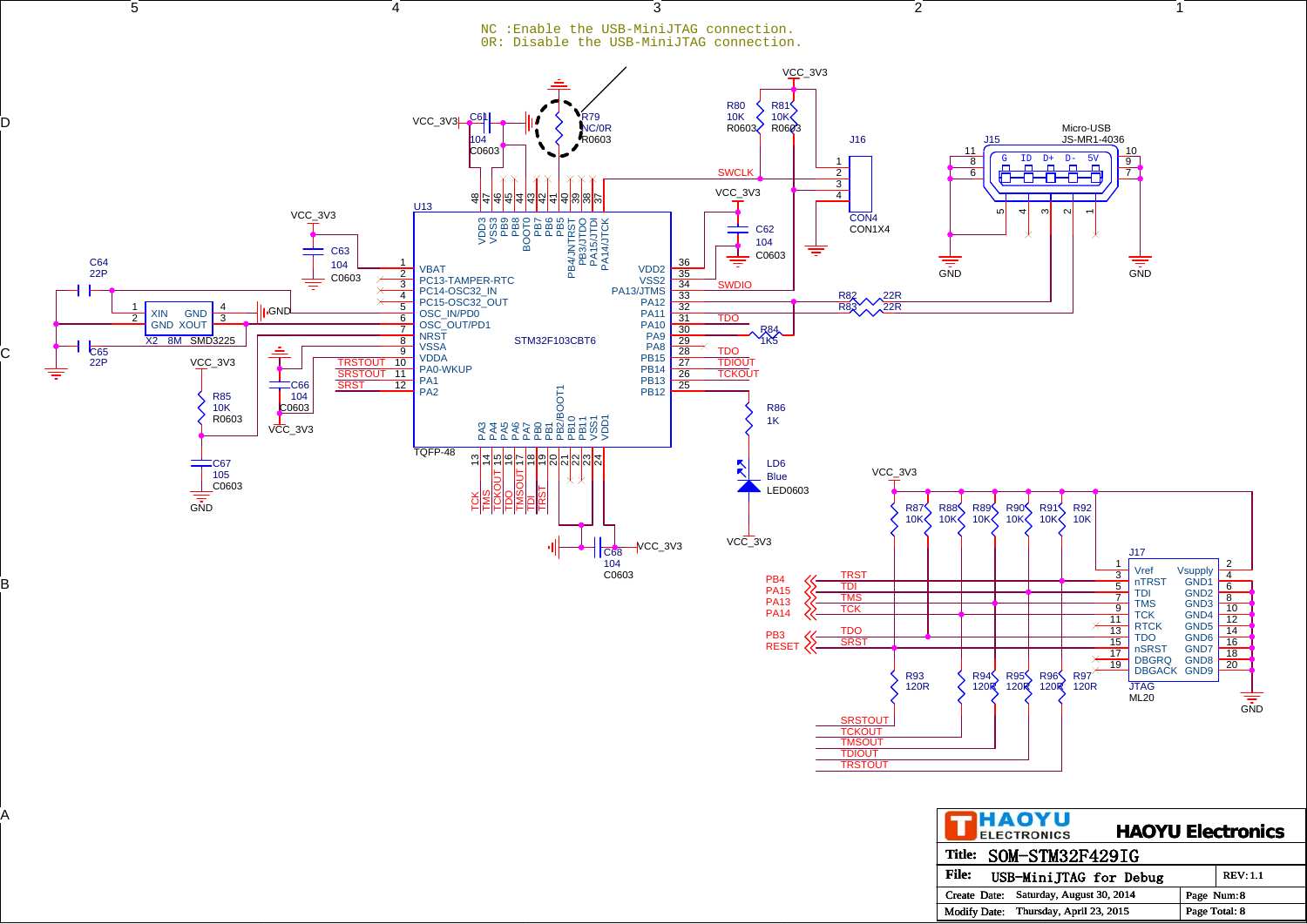NC :Enable the USB-MiniJTAG connection.
0R: Disable the USB-MiniJTAG connection.

U13 STM32F103CBT6 TQFP-48

1 VBAT
2 PC13-TAMPER-RTC
3 PC14-OSC32_IN
4 PC15-OSC32_OUT
5 OSC_IN/PD0
6 OSC_OUT/PD1
7 NRST
8 VSSA
9 VDDA
10 PA0-WKUP
11 PA1
12 PA2
13 PA3
14 PA4
15 PA5
16 PA6
17 PA7
18 PB0
19 PB1
20 PB2/BOOT1
21 PB10
22 PB11
23 VSS1
24 VDD1
25 PB12
26 PB13
27 PB14
28 PB15
29 PA8
30 PA9
31 PA10
32 PA11
33 PA12
34 PA13/JTMS
35 VSS2
36 VDD2
37 PA14/JTCK
38 PA15/JTDI
39 PB3/JTDO
40 PB4/JNTRST
41 PB5
42 PB6
43 PB7
44 BOOT0
45 PB8
46 PB9
47 VSS3
48 VDD3

SWCLK, SWDIO, TDO, TDIOUT, TCKOUT, TRSTOUT, SRSTOUT, SRST, TCK, TMS, TCKOUT, TDO, TMSOUT, TDI, TRST

C61 104 C0603, R79 NC/0R R0603, R80 10K R0603, R81 10K R0603, C62 104 C0603, C63 104 C0603, C64 22P, C65 22P, X2 8M SMD3225 (XIN, GND, GND, XOUT), R85 10K R0603, C67 105 C0603, C66 104 C0603, C68 104 C0603, R84 1K5, R86 1K, LD6 Blue LED0603, R82 22R, R83 22R

J16 CON4 CON1X4

J15 Micro-USB JS-MR1-4036 (G, ID, D+, D-, 5V)

VCC_3V3, GND

R87 10K, R88 10K, R89 10K, R90 10K, R91 10K, R92 10K
R93 120R, R94 120R, R95 120R, R96 120R, R97 120R

J17 JTAG ML20

| Pin | Signal | Pin | Signal |
|---|---|---|---|
| 1 | Vref | 2 | Vsupply |
| 3 | nTRST | 4 | GND1 |
| 5 | TDI | 6 | GND2 |
| 7 | TMS | 8 | GND3 |
| 9 | TCK | 10 | GND4 |
| 11 | RTCK | 12 | GND5 |
| 13 | TDO | 14 | GND6 |
| 15 | nSRST | 16 | GND7 |
| 17 | DBGRQ | 18 | GND8 |
| 19 | DBGACK | 20 | GND9 |

PB4 — TRST
PA15 — TDI
PA13 — TMS
PA14 — TCK
PB3 — TDO
RESET — SRST

SRSTOUT, TCKOUT, TMSOUT, TDIOUT, TRSTOUT

HAOYU ELECTRONICS — HAOYU Electronics

Title: SOM-STM32F429IG

File: USB-MiniJTAG for Debug — REV: 1.1

Create Date: Saturday, August 30, 2014 — Page Num: 8

Modify Date: Thursday, April 23, 2015 — Page Total: 8